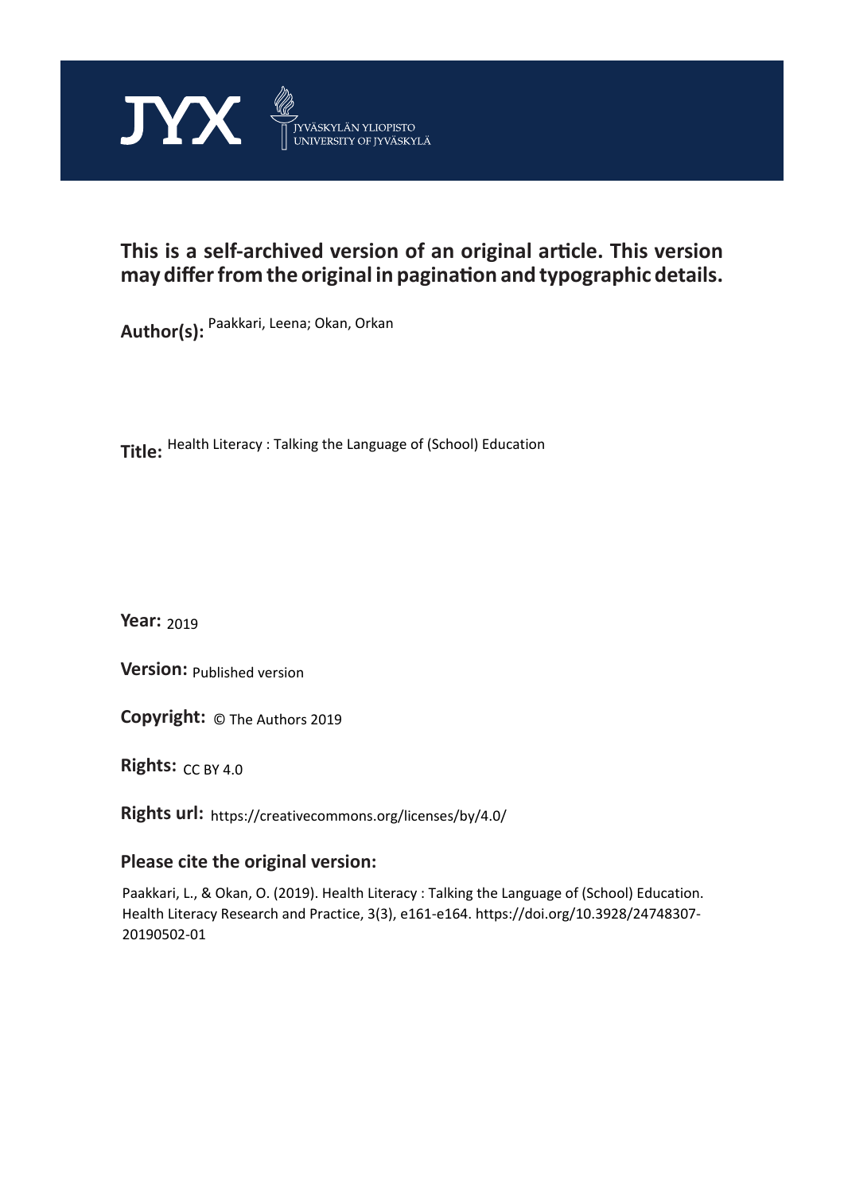JYX JYVÄSKYLÄN YLIOPISTO UNIVERSITY OF JYVÄSKYLÄ

**This is a self-archived version of an original article. This version may differ from the original in pagination and typographic details.**

**Author(s):** Paakkari, Leena; Okan, Orkan

**Title:** Health Literacy : Talking the Language of (School) Education

**Year:** 2019

**Version:** Published version

**Copyright:** © The Authors 2019

**Rights:** CC BY 4.0

**Rights url:** https://creativecommons.org/licenses/by/4.0/

**Please cite the original version:**

Paakkari, L., & Okan, O. (2019). Health Literacy : Talking the Language of (School) Education. Health Literacy Research and Practice, 3(3), e161-e164. https://doi.org/10.3928/24748307-20190502-01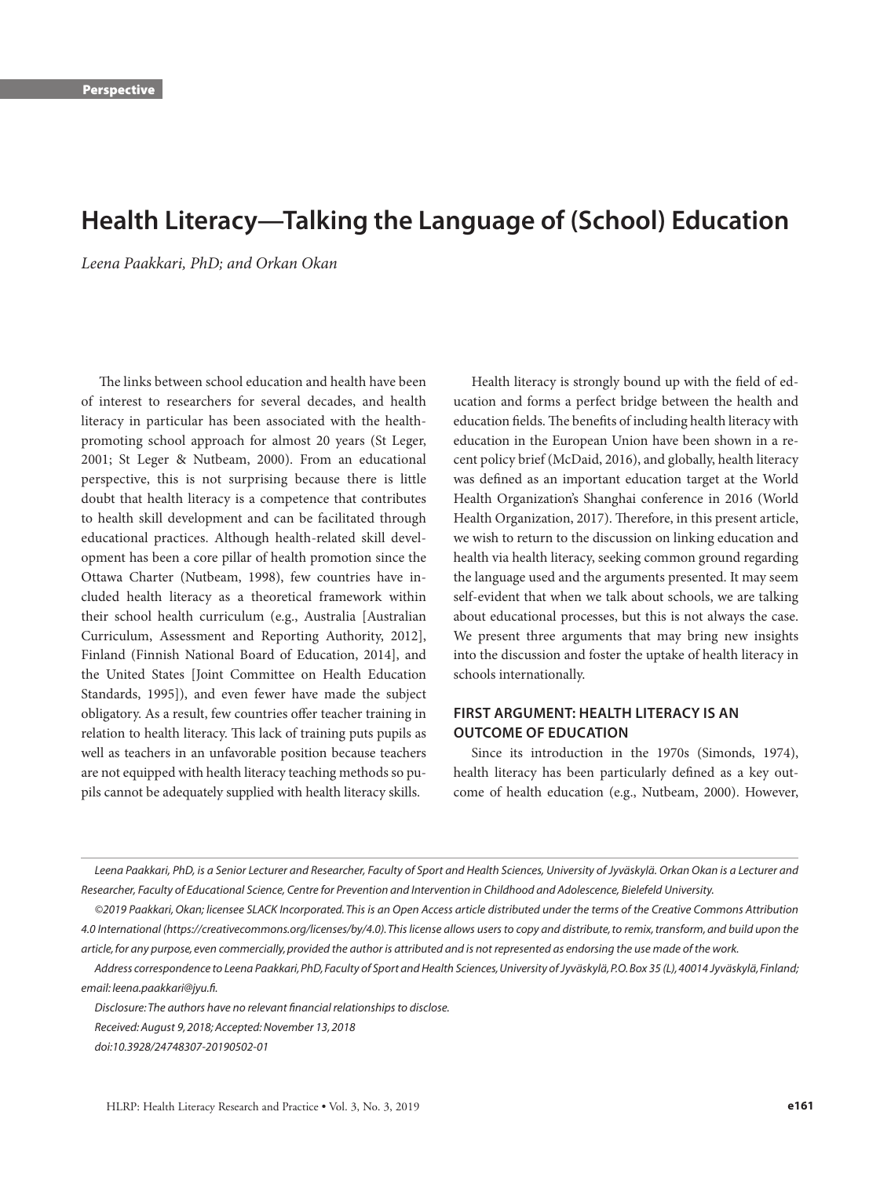Perspective

# Health Literacy—Talking the Language of (School) Education

*Leena Paakkari, PhD; and Orkan Okan*

The links between school education and health have been of interest to researchers for several decades, and health literacy in particular has been associated with the health-promoting school approach for almost 20 years (St Leger, 2001; St Leger & Nutbeam, 2000). From an educational perspective, this is not surprising because there is little doubt that health literacy is a competence that contributes to health skill development and can be facilitated through educational practices. Although health-related skill development has been a core pillar of health promotion since the Ottawa Charter (Nutbeam, 1998), few countries have included health literacy as a theoretical framework within their school health curriculum (e.g., Australia [Australian Curriculum, Assessment and Reporting Authority, 2012], Finland (Finnish National Board of Education, 2014], and the United States [Joint Committee on Health Education Standards, 1995]), and even fewer have made the subject obligatory. As a result, few countries offer teacher training in relation to health literacy. This lack of training puts pupils as well as teachers in an unfavorable position because teachers are not equipped with health literacy teaching methods so pupils cannot be adequately supplied with health literacy skills.

Health literacy is strongly bound up with the field of education and forms a perfect bridge between the health and education fields. The benefits of including health literacy with education in the European Union have been shown in a recent policy brief (McDaid, 2016), and globally, health literacy was defined as an important education target at the World Health Organization's Shanghai conference in 2016 (World Health Organization, 2017). Therefore, in this present article, we wish to return to the discussion on linking education and health via health literacy, seeking common ground regarding the language used and the arguments presented. It may seem self-evident that when we talk about schools, we are talking about educational processes, but this is not always the case. We present three arguments that may bring new insights into the discussion and foster the uptake of health literacy in schools internationally.

## FIRST ARGUMENT: HEALTH LITERACY IS AN OUTCOME OF EDUCATION

Since its introduction in the 1970s (Simonds, 1974), health literacy has been particularly defined as a key outcome of health education (e.g., Nutbeam, 2000). However,

---

*Leena Paakkari, PhD, is a Senior Lecturer and Researcher, Faculty of Sport and Health Sciences, University of Jyväskylä. Orkan Okan is a Lecturer and Researcher, Faculty of Educational Science, Centre for Prevention and Intervention in Childhood and Adolescence, Bielefeld University.*

*©2019 Paakkari, Okan; licensee SLACK Incorporated. This is an Open Access article distributed under the terms of the Creative Commons Attribution 4.0 International (https://creativecommons.org/licenses/by/4.0). This license allows users to copy and distribute, to remix, transform, and build upon the article, for any purpose, even commercially, provided the author is attributed and is not represented as endorsing the use made of the work.*

*Address correspondence to Leena Paakkari, PhD, Faculty of Sport and Health Sciences, University of Jyväskylä, P.O. Box 35 (L), 40014 Jyväskylä, Finland; email: leena.paakkari@jyu.fi.*

*Disclosure: The authors have no relevant financial relationships to disclose.*

*Received: August 9, 2018; Accepted: November 13, 2018*

*doi:10.3928/24748307-20190502-01*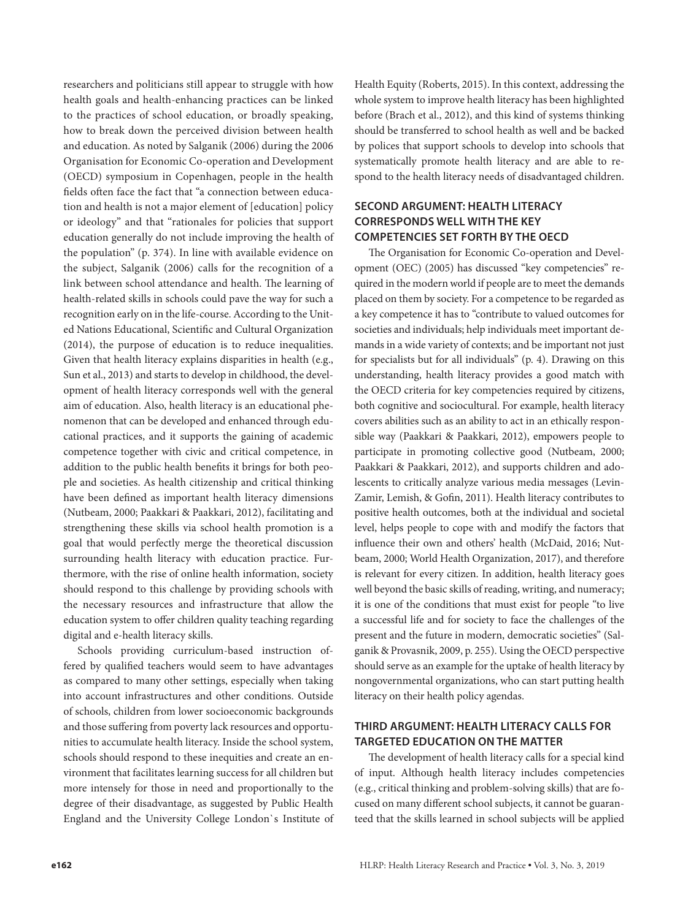researchers and politicians still appear to struggle with how health goals and health-enhancing practices can be linked to the practices of school education, or broadly speaking, how to break down the perceived division between health and education. As noted by Salganik (2006) during the 2006 Organisation for Economic Co-operation and Development (OECD) symposium in Copenhagen, people in the health fields often face the fact that "a connection between education and health is not a major element of [education] policy or ideology" and that "rationales for policies that support education generally do not include improving the health of the population" (p. 374). In line with available evidence on the subject, Salganik (2006) calls for the recognition of a link between school attendance and health. The learning of health-related skills in schools could pave the way for such a recognition early on in the life-course. According to the United Nations Educational, Scientific and Cultural Organization (2014), the purpose of education is to reduce inequalities. Given that health literacy explains disparities in health (e.g., Sun et al., 2013) and starts to develop in childhood, the development of health literacy corresponds well with the general aim of education. Also, health literacy is an educational phenomenon that can be developed and enhanced through educational practices, and it supports the gaining of academic competence together with civic and critical competence, in addition to the public health benefits it brings for both people and societies. As health citizenship and critical thinking have been defined as important health literacy dimensions (Nutbeam, 2000; Paakkari & Paakkari, 2012), facilitating and strengthening these skills via school health promotion is a goal that would perfectly merge the theoretical discussion surrounding health literacy with education practice. Furthermore, with the rise of online health information, society should respond to this challenge by providing schools with the necessary resources and infrastructure that allow the education system to offer children quality teaching regarding digital and e-health literacy skills.

Schools providing curriculum-based instruction offered by qualified teachers would seem to have advantages as compared to many other settings, especially when taking into account infrastructures and other conditions. Outside of schools, children from lower socioeconomic backgrounds and those suffering from poverty lack resources and opportunities to accumulate health literacy. Inside the school system, schools should respond to these inequities and create an environment that facilitates learning success for all children but more intensely for those in need and proportionally to the degree of their disadvantage, as suggested by Public Health England and the University College London`s Institute of Health Equity (Roberts, 2015). In this context, addressing the whole system to improve health literacy has been highlighted before (Brach et al., 2012), and this kind of systems thinking should be transferred to school health as well and be backed by polices that support schools to develop into schools that systematically promote health literacy and are able to respond to the health literacy needs of disadvantaged children.

## SECOND ARGUMENT: HEALTH LITERACY CORRESPONDS WELL WITH THE KEY COMPETENCIES SET FORTH BY THE OECD

The Organisation for Economic Co-operation and Development (OEC) (2005) has discussed "key competencies" required in the modern world if people are to meet the demands placed on them by society. For a competence to be regarded as a key competence it has to "contribute to valued outcomes for societies and individuals; help individuals meet important demands in a wide variety of contexts; and be important not just for specialists but for all individuals" (p. 4). Drawing on this understanding, health literacy provides a good match with the OECD criteria for key competencies required by citizens, both cognitive and sociocultural. For example, health literacy covers abilities such as an ability to act in an ethically responsible way (Paakkari & Paakkari, 2012), empowers people to participate in promoting collective good (Nutbeam, 2000; Paakkari & Paakkari, 2012), and supports children and adolescents to critically analyze various media messages (Levin-Zamir, Lemish, & Gofin, 2011). Health literacy contributes to positive health outcomes, both at the individual and societal level, helps people to cope with and modify the factors that influence their own and others' health (McDaid, 2016; Nutbeam, 2000; World Health Organization, 2017), and therefore is relevant for every citizen. In addition, health literacy goes well beyond the basic skills of reading, writing, and numeracy; it is one of the conditions that must exist for people "to live a successful life and for society to face the challenges of the present and the future in modern, democratic societies" (Salganik & Provasnik, 2009, p. 255). Using the OECD perspective should serve as an example for the uptake of health literacy by nongovernmental organizations, who can start putting health literacy on their health policy agendas.

## THIRD ARGUMENT: HEALTH LITERACY CALLS FOR TARGETED EDUCATION ON THE MATTER

The development of health literacy calls for a special kind of input. Although health literacy includes competencies (e.g., critical thinking and problem-solving skills) that are focused on many different school subjects, it cannot be guaranteed that the skills learned in school subjects will be applied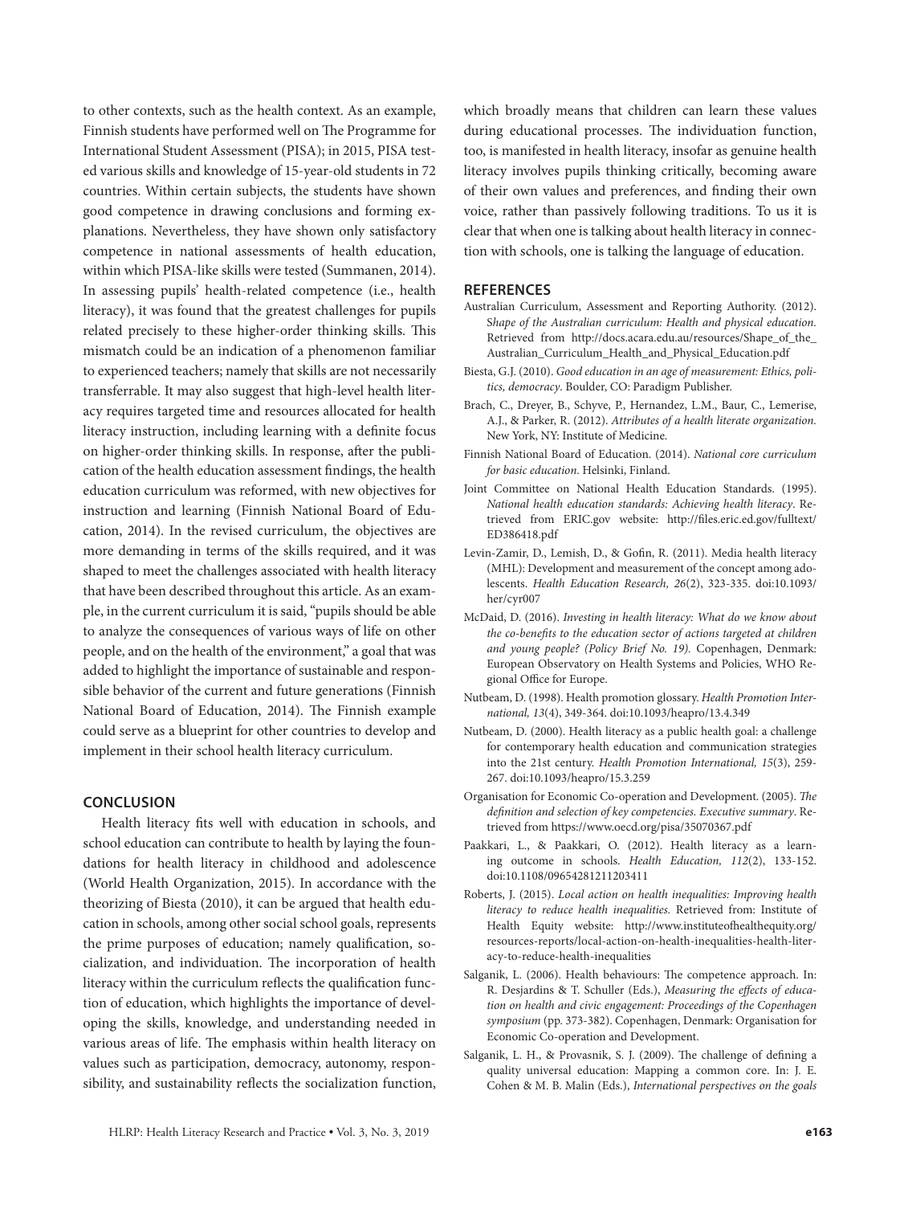to other contexts, such as the health context. As an example, Finnish students have performed well on The Programme for International Student Assessment (PISA); in 2015, PISA tested various skills and knowledge of 15-year-old students in 72 countries. Within certain subjects, the students have shown good competence in drawing conclusions and forming explanations. Nevertheless, they have shown only satisfactory competence in national assessments of health education, within which PISA-like skills were tested (Summanen, 2014). In assessing pupils' health-related competence (i.e., health literacy), it was found that the greatest challenges for pupils related precisely to these higher-order thinking skills. This mismatch could be an indication of a phenomenon familiar to experienced teachers; namely that skills are not necessarily transferrable. It may also suggest that high-level health literacy requires targeted time and resources allocated for health literacy instruction, including learning with a definite focus on higher-order thinking skills. In response, after the publication of the health education assessment findings, the health education curriculum was reformed, with new objectives for instruction and learning (Finnish National Board of Education, 2014). In the revised curriculum, the objectives are more demanding in terms of the skills required, and it was shaped to meet the challenges associated with health literacy that have been described throughout this article. As an example, in the current curriculum it is said, "pupils should be able to analyze the consequences of various ways of life on other people, and on the health of the environment," a goal that was added to highlight the importance of sustainable and responsible behavior of the current and future generations (Finnish National Board of Education, 2014). The Finnish example could serve as a blueprint for other countries to develop and implement in their school health literacy curriculum.

## CONCLUSION

Health literacy fits well with education in schools, and school education can contribute to health by laying the foundations for health literacy in childhood and adolescence (World Health Organization, 2015). In accordance with the theorizing of Biesta (2010), it can be argued that health education in schools, among other social school goals, represents the prime purposes of education; namely qualification, socialization, and individuation. The incorporation of health literacy within the curriculum reflects the qualification function of education, which highlights the importance of developing the skills, knowledge, and understanding needed in various areas of life. The emphasis within health literacy on values such as participation, democracy, autonomy, responsibility, and sustainability reflects the socialization function, which broadly means that children can learn these values during educational processes. The individuation function, too, is manifested in health literacy, insofar as genuine health literacy involves pupils thinking critically, becoming aware of their own values and preferences, and finding their own voice, rather than passively following traditions. To us it is clear that when one is talking about health literacy in connection with schools, one is talking the language of education.

## REFERENCES

Australian Curriculum, Assessment and Reporting Authority. (2012). *Shape of the Australian curriculum: Health and physical education.* Retrieved from http://docs.acara.edu.au/resources/Shape_of_the_Australian_Curriculum_Health_and_Physical_Education.pdf

Biesta, G.J. (2010). *Good education in an age of measurement: Ethics, politics, democracy*. Boulder, CO: Paradigm Publisher.

Brach, C., Dreyer, B., Schyve, P., Hernandez, L.M., Baur, C., Lemerise, A.J., & Parker, R. (2012). *Attributes of a health literate organization.* New York, NY: Institute of Medicine.

Finnish National Board of Education. (2014). *National core curriculum for basic education*. Helsinki, Finland.

Joint Committee on National Health Education Standards. (1995). *National health education standards: Achieving health literacy*. Retrieved from ERIC.gov website: http://files.eric.ed.gov/fulltext/ED386418.pdf

Levin-Zamir, D., Lemish, D., & Gofin, R. (2011). Media health literacy (MHL): Development and measurement of the concept among adolescents. *Health Education Research, 26*(2), 323-335. doi:10.1093/her/cyr007

McDaid, D. (2016). *Investing in health literacy: What do we know about the co-benefits to the education sector of actions targeted at children and young people? (Policy Brief No. 19).* Copenhagen, Denmark: European Observatory on Health Systems and Policies, WHO Regional Office for Europe.

Nutbeam, D. (1998). Health promotion glossary. *Health Promotion International, 13*(4), 349-364. doi:10.1093/heapro/13.4.349

Nutbeam, D. (2000). Health literacy as a public health goal: a challenge for contemporary health education and communication strategies into the 21st century. *Health Promotion International, 15*(3), 259-267. doi:10.1093/heapro/15.3.259

Organisation for Economic Co-operation and Development. (2005). *The definition and selection of key competencies. Executive summary*. Retrieved from https://www.oecd.org/pisa/35070367.pdf

Paakkari, L., & Paakkari, O. (2012). Health literacy as a learning outcome in schools. *Health Education, 112*(2), 133-152. doi:10.1108/09654281211203411

Roberts, J. (2015). *Local action on health inequalities: Improving health literacy to reduce health inequalities.* Retrieved from: Institute of Health Equity website: http://www.instituteofhealthequity.org/resources-reports/local-action-on-health-inequalities-health-literacy-to-reduce-health-inequalities

Salganik, L. (2006). Health behaviours: The competence approach. In: R. Desjardins & T. Schuller (Eds.), *Measuring the effects of education on health and civic engagement: Proceedings of the Copenhagen symposium* (pp. 373-382). Copenhagen, Denmark: Organisation for Economic Co-operation and Development.

Salganik, L. H., & Provasnik, S. J. (2009). The challenge of defining a quality universal education: Mapping a common core. In: J. E. Cohen & M. B. Malin (Eds.), *International perspectives on the goals*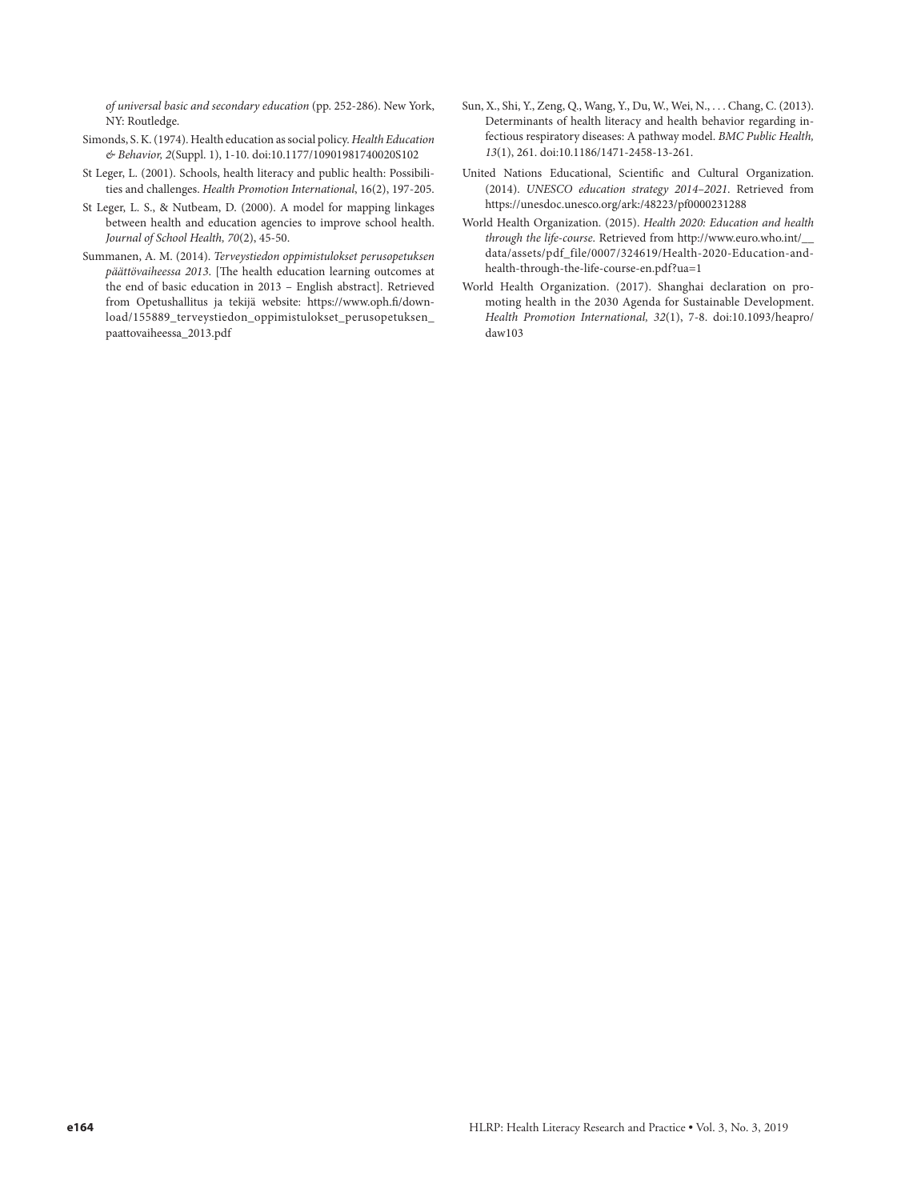*of universal basic and secondary education* (pp. 252-286). New York, NY: Routledge.

Simonds, S. K. (1974). Health education as social policy. *Health Education & Behavior, 2*(Suppl. 1), 1-10. doi:10.1177/10901981740020S102

St Leger, L. (2001). Schools, health literacy and public health: Possibilities and challenges. *Health Promotion International*, 16(2), 197-205.

St Leger, L. S., & Nutbeam, D. (2000). A model for mapping linkages between health and education agencies to improve school health. *Journal of School Health, 70*(2), 45-50.

Summanen, A. M. (2014). *Terveystiedon oppimistulokset perusopetuksen päättövaiheessa 2013*. [The health education learning outcomes at the end of basic education in 2013 – English abstract]. Retrieved from Opetushallitus ja tekijä website: https://www.oph.fi/download/155889_terveystiedon_oppimistulokset_perusopetuksen_paattovaiheessa_2013.pdf

Sun, X., Shi, Y., Zeng, Q., Wang, Y., Du, W., Wei, N., . . . Chang, C. (2013). Determinants of health literacy and health behavior regarding infectious respiratory diseases: A pathway model. *BMC Public Health, 13*(1), 261. doi:10.1186/1471-2458-13-261.

United Nations Educational, Scientific and Cultural Organization. (2014). *UNESCO education strategy 2014–2021*. Retrieved from https://unesdoc.unesco.org/ark:/48223/pf0000231288

World Health Organization. (2015). *Health 2020: Education and health through the life-course*. Retrieved from http://www.euro.who.int/__data/assets/pdf_file/0007/324619/Health-2020-Education-and-health-through-the-life-course-en.pdf?ua=1

World Health Organization. (2017). Shanghai declaration on promoting health in the 2030 Agenda for Sustainable Development. *Health Promotion International, 32*(1), 7-8. doi:10.1093/heapro/daw103